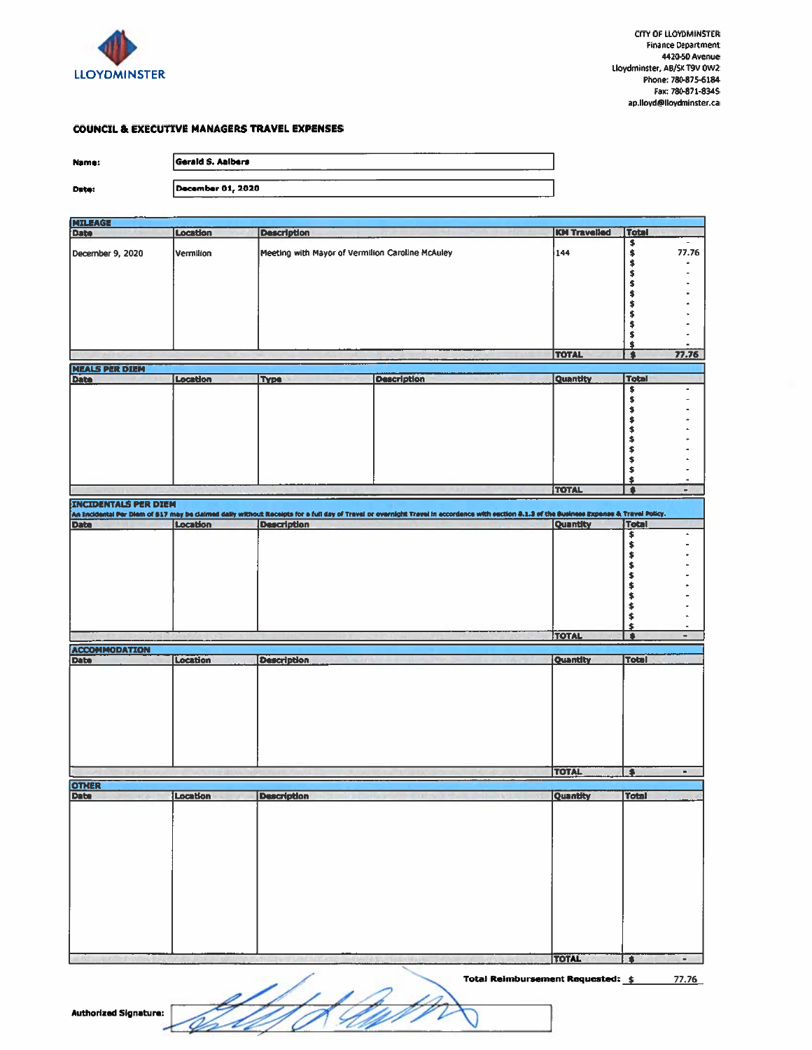CITY OF LLOYDMINSTER
Finance Department
4420-50 Avenue
Lloydminster, AB/SK T9V 0W2
Phone: 780-875-6184
Fax: 780-871-8345
ap.lloyd@lloydminster.ca

## COUNCIL & EXECUTIVE MANAGERS TRAVEL EXPENSES

**Name:** Gerald S. Aalbers

**Date:** December 01, 2020

### MILEAGE

| Date | Location | Description | KM Travelled | Total |
|---|---|---|---|---|
| | | | | $ - |
| December 9, 2020 | Vermilion | Meeting with Mayor of Vermilion Caroline McAuley | 144 | $ 77.76 |
| | | | | $ - |
| | | | | $ - |
| | | | | $ - |
| | | | | $ - |
| | | | | $ - |
| | | | | $ - |
| | | | | $ - |
| | | | | $ - |
| | | | | $ - |
| | | | TOTAL | $ 77.76 |

### MEALS PER DIEM

| Date | Location | Type | Description | Quantity | Total |
|---|---|---|---|---|---|
| | | | | | $ - |
| | | | | | $ - |
| | | | | | $ - |
| | | | | | $ - |
| | | | | | $ - |
| | | | | | $ - |
| | | | | | $ - |
| | | | | | $ - |
| | | | | | $ - |
| | | | | | $ - |
| | | | | TOTAL | $ - |

### INCIDENTALS PER DIEM

An Incidental Per Diem of $17 may be claimed daily without Receipts for a full day of Travel or overnight Travel in accordance with section 8.1.2 of the Business Expense & Travel Policy.

| Date | Location | Description | Quantity | Total |
|---|---|---|---|---|
| | | | | $ - |
| | | | | $ - |
| | | | | $ - |
| | | | | $ - |
| | | | | $ - |
| | | | | $ - |
| | | | | $ - |
| | | | | $ - |
| | | | | $ - |
| | | | | $ - |
| | | | TOTAL | $ - |

### ACCOMMODATION

| Date | Location | Description | Quantity | Total |
|---|---|---|---|---|
| | | | | |
| | | | TOTAL | $ - |

### OTHER

| Date | Location | Description | Quantity | Total |
|---|---|---|---|---|
| | | | | |
| | | | TOTAL | $ - |

**Total Reimbursement Requested:** $ 77.76

**Authorized Signature:**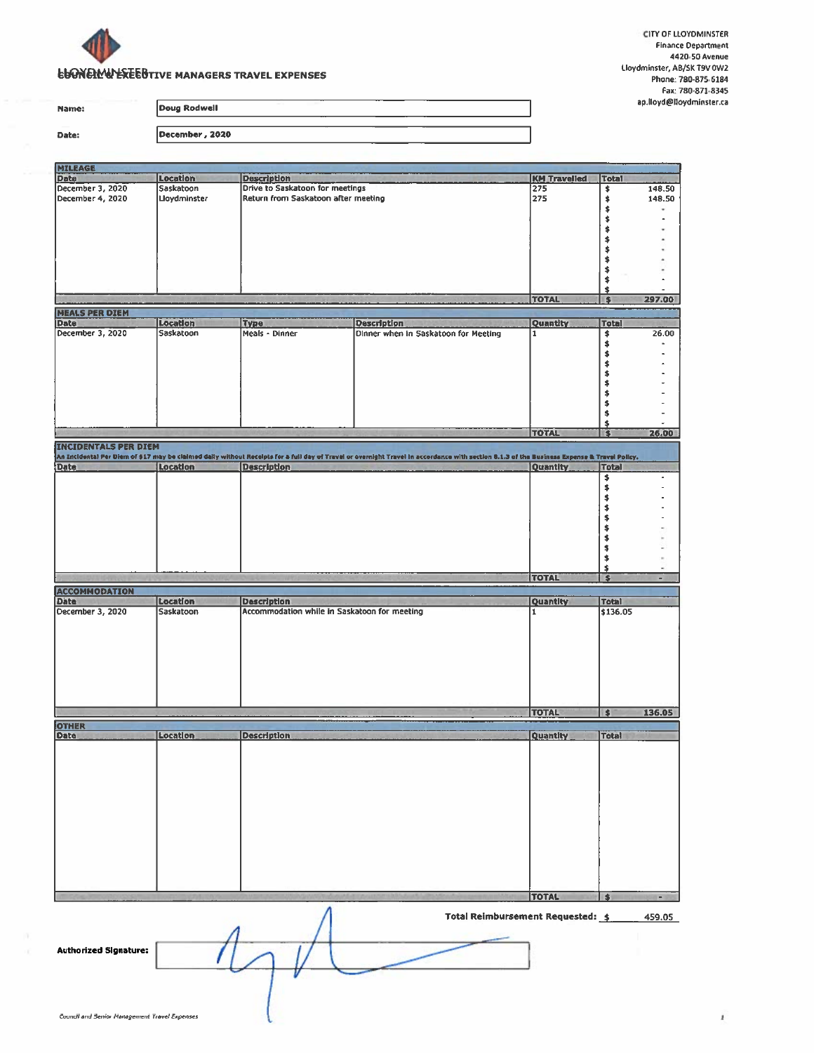CITY OF LLOYDMINSTER
Finance Department
4420-50 Avenue
Lloydminster, AB/SK T9V 0W2
Phone: 780-875-6184
Fax: 780-871-8345
ap.lloyd@lloydminster.ca

## COUNCIL & EXECUTIVE MANAGERS TRAVEL EXPENSES

**Name:** Doug Rodwell

**Date:** December , 2020

### MILEAGE

| Date | Location | Description | KM Travelled | Total |
|---|---|---|---|---|
| December 3, 2020 | Saskatoon | Drive to Saskatoon for meetings | 275 | $ 148.50 |
| December 4, 2020 | Lloydminster | Return from Saskatoon after meeting | 275 | $ 148.50 |
| | | | TOTAL | $ 297.00 |

### MEALS PER DIEM

| Date | Location | Type | Description | Quantity | Total |
|---|---|---|---|---|---|
| December 3, 2020 | Saskatoon | Meals - Dinner | Dinner when in Saskatoon for Meeting | 1 | $ 26.00 |
| | | | | TOTAL | $ 26.00 |

### INCIDENTALS PER DIEM

An Incidental Per Diem of $17 may be claimed daily without Receipts for a full day of Travel or overnight Travel in accordance with section 8.1.3 of the Business Expense & Travel Policy.

| Date | Location | Description | Quantity | Total |
|---|---|---|---|---|
| | | | TOTAL | $ - |

### ACCOMMODATION

| Date | Location | Description | Quantity | Total |
|---|---|---|---|---|
| December 3, 2020 | Saskatoon | Accommodation while in Saskatoon for meeting | 1 | $136.05 |
| | | | TOTAL | $ 136.05 |

### OTHER

| Date | Location | Description | Quantity | Total |
|---|---|---|---|---|
| | | | TOTAL | $ - |

**Total Reimbursement Requested:** $ 459.05

**Authorized Signature:**

*Council and Senior Management Travel Expenses*